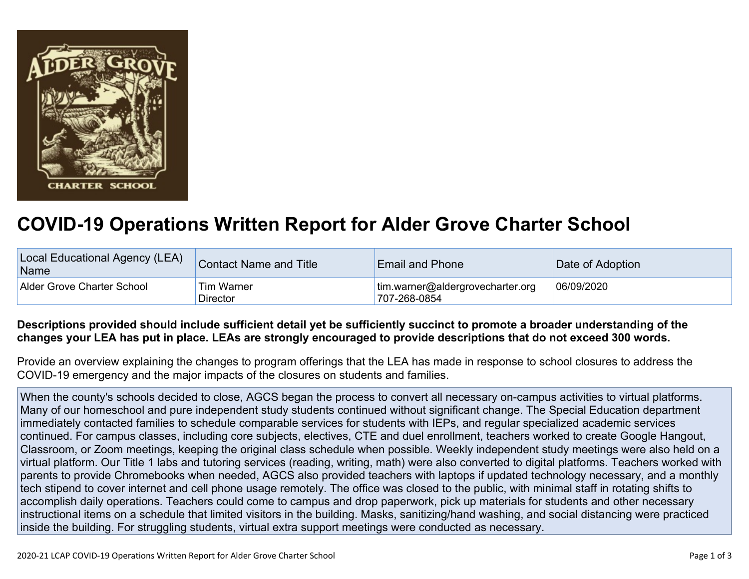# COVID-19 Operations Written Report for Alder Grove Charter School

| Local Educational Agency (LEA) Name | Contact Name and Title | Email and Phone | Date of Adoption |
|---|---|---|---|
| Alder Grove Charter School | Tim Warner<br>Director | tim.warner@aldergrovecharter.org<br>707-268-0854 | 06/09/2020 |

**Descriptions provided should include sufficient detail yet be sufficiently succinct to promote a broader understanding of the changes your LEA has put in place. LEAs are strongly encouraged to provide descriptions that do not exceed 300 words.**

Provide an overview explaining the changes to program offerings that the LEA has made in response to school closures to address the COVID-19 emergency and the major impacts of the closures on students and families.

When the county's schools decided to close, AGCS began the process to convert all necessary on-campus activities to virtual platforms. Many of our homeschool and pure independent study students continued without significant change. The Special Education department immediately contacted families to schedule comparable services for students with IEPs, and regular specialized academic services continued. For campus classes, including core subjects, electives, CTE and duel enrollment, teachers worked to create Google Hangout, Classroom, or Zoom meetings, keeping the original class schedule when possible. Weekly independent study meetings were also held on a virtual platform. Our Title 1 labs and tutoring services (reading, writing, math) were also converted to digital platforms. Teachers worked with parents to provide Chromebooks when needed, AGCS also provided teachers with laptops if updated technology necessary, and a monthly tech stipend to cover internet and cell phone usage remotely. The office was closed to the public, with minimal staff in rotating shifts to accomplish daily operations. Teachers could come to campus and drop paperwork, pick up materials for students and other necessary instructional items on a schedule that limited visitors in the building. Masks, sanitizing/hand washing, and social distancing were practiced inside the building. For struggling students, virtual extra support meetings were conducted as necessary.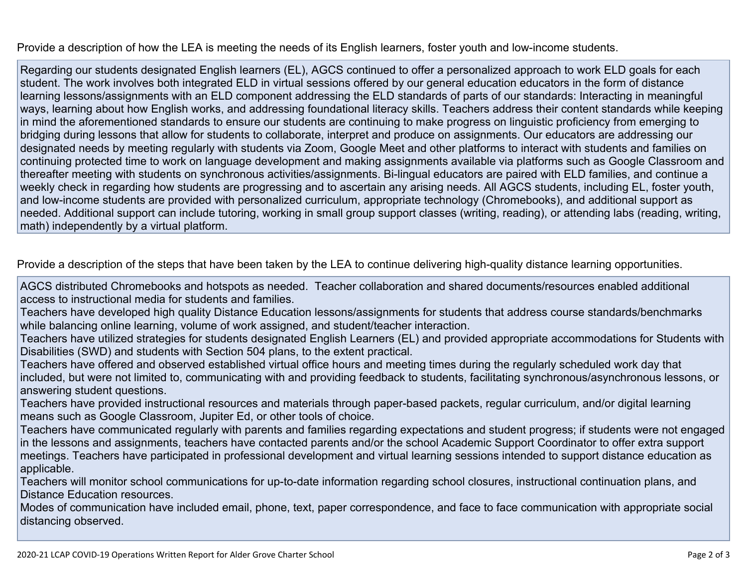Provide a description of how the LEA is meeting the needs of its English learners, foster youth and low-income students.

Regarding our students designated English learners (EL), AGCS continued to offer a personalized approach to work ELD goals for each student. The work involves both integrated ELD in virtual sessions offered by our general education educators in the form of distance learning lessons/assignments with an ELD component addressing the ELD standards of parts of our standards: Interacting in meaningful ways, learning about how English works, and addressing foundational literacy skills. Teachers address their content standards while keeping in mind the aforementioned standards to ensure our students are continuing to make progress on linguistic proficiency from emerging to bridging during lessons that allow for students to collaborate, interpret and produce on assignments. Our educators are addressing our designated needs by meeting regularly with students via Zoom, Google Meet and other platforms to interact with students and families on continuing protected time to work on language development and making assignments available via platforms such as Google Classroom and thereafter meeting with students on synchronous activities/assignments. Bi-lingual educators are paired with ELD families, and continue a weekly check in regarding how students are progressing and to ascertain any arising needs. All AGCS students, including EL, foster youth, and low-income students are provided with personalized curriculum, appropriate technology (Chromebooks), and additional support as needed. Additional support can include tutoring, working in small group support classes (writing, reading), or attending labs (reading, writing, math) independently by a virtual platform.

Provide a description of the steps that have been taken by the LEA to continue delivering high-quality distance learning opportunities.

AGCS distributed Chromebooks and hotspots as needed. Teacher collaboration and shared documents/resources enabled additional access to instructional media for students and families.
Teachers have developed high quality Distance Education lessons/assignments for students that address course standards/benchmarks while balancing online learning, volume of work assigned, and student/teacher interaction.
Teachers have utilized strategies for students designated English Learners (EL) and provided appropriate accommodations for Students with Disabilities (SWD) and students with Section 504 plans, to the extent practical.
Teachers have offered and observed established virtual office hours and meeting times during the regularly scheduled work day that included, but were not limited to, communicating with and providing feedback to students, facilitating synchronous/asynchronous lessons, or answering student questions.
Teachers have provided instructional resources and materials through paper-based packets, regular curriculum, and/or digital learning means such as Google Classroom, Jupiter Ed, or other tools of choice.
Teachers have communicated regularly with parents and families regarding expectations and student progress; if students were not engaged in the lessons and assignments, teachers have contacted parents and/or the school Academic Support Coordinator to offer extra support meetings. Teachers have participated in professional development and virtual learning sessions intended to support distance education as applicable.
Teachers will monitor school communications for up-to-date information regarding school closures, instructional continuation plans, and Distance Education resources.
Modes of communication have included email, phone, text, paper correspondence, and face to face communication with appropriate social distancing observed.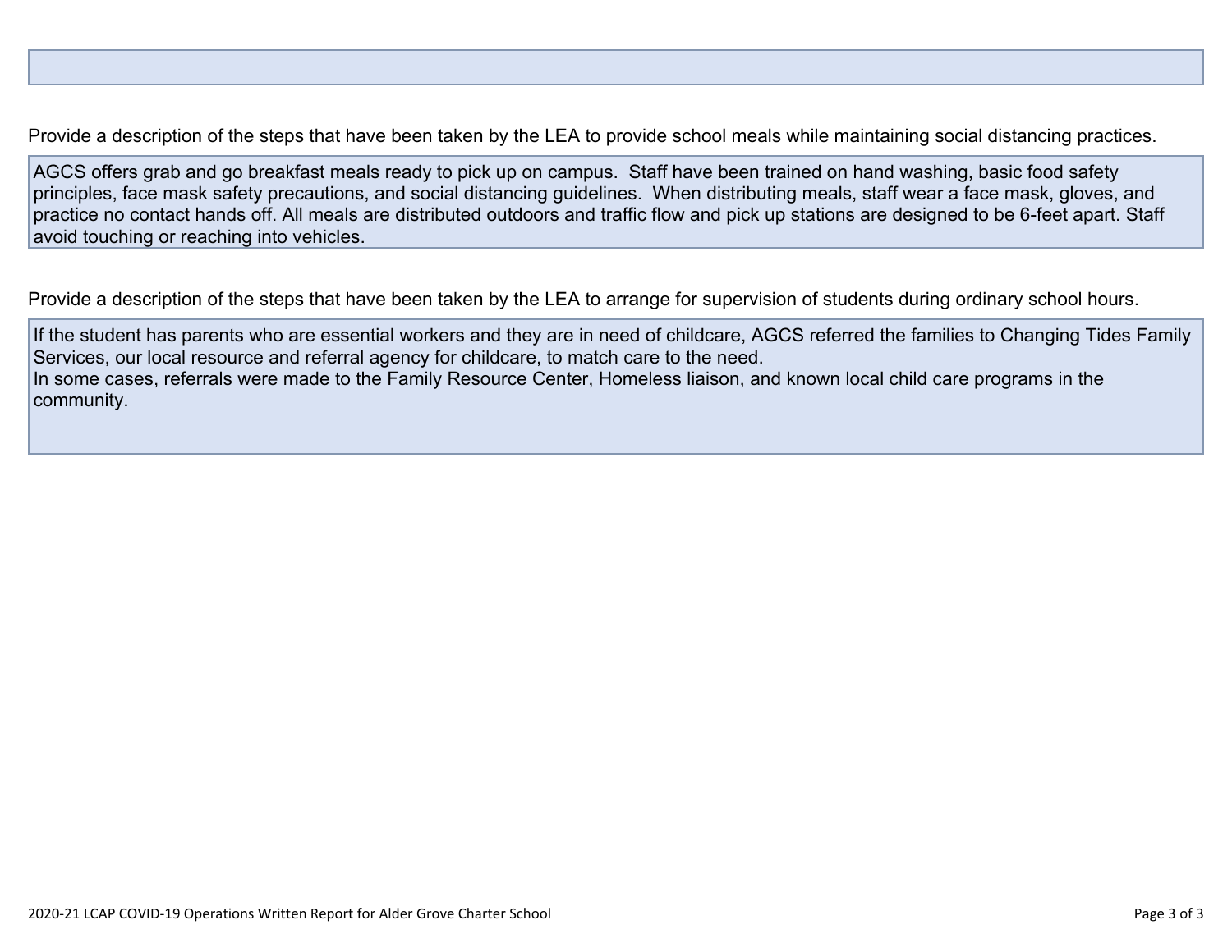Provide a description of the steps that have been taken by the LEA to provide school meals while maintaining social distancing practices.

AGCS offers grab and go breakfast meals ready to pick up on campus. Staff have been trained on hand washing, basic food safety principles, face mask safety precautions, and social distancing guidelines. When distributing meals, staff wear a face mask, gloves, and practice no contact hands off. All meals are distributed outdoors and traffic flow and pick up stations are designed to be 6-feet apart. Staff avoid touching or reaching into vehicles.

Provide a description of the steps that have been taken by the LEA to arrange for supervision of students during ordinary school hours.

If the student has parents who are essential workers and they are in need of childcare, AGCS referred the families to Changing Tides Family Services, our local resource and referral agency for childcare, to match care to the need.
In some cases, referrals were made to the Family Resource Center, Homeless liaison, and known local child care programs in the community.